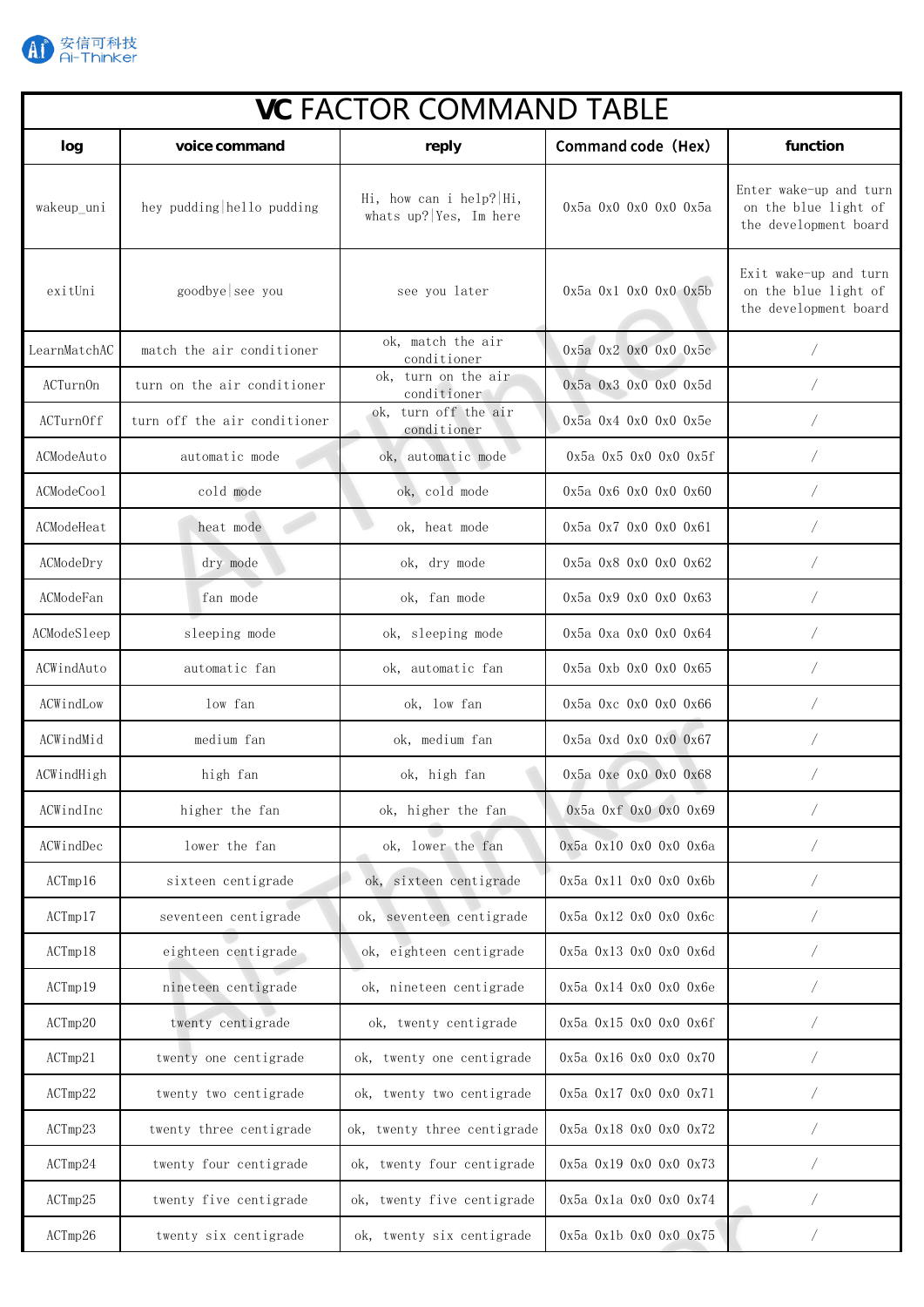# VC FACTOR COMMAND TABLE

| log | voice command | reply | Command code（Hex） | function |
|---|---|---|---|---|
| wakeup_uni | hey pudding\|hello pudding | Hi, how can i help?\|Hi, whats up?\|Yes, Im here | 0x5a 0x0 0x0 0x0 0x5a | Enter wake-up and turn on the blue light of the development board |
| exitUni | goodbye\|see you | see you later | 0x5a 0x1 0x0 0x0 0x5b | Exit wake-up and turn on the blue light of the development board |
| LearnMatchAC | match the air conditioner | ok, match the air conditioner | 0x5a 0x2 0x0 0x0 0x5c | / |
| ACTurnOn | turn on the air conditioner | ok, turn on the air conditioner | 0x5a 0x3 0x0 0x0 0x5d | / |
| ACTurnOff | turn off the air conditioner | ok, turn off the air conditioner | 0x5a 0x4 0x0 0x0 0x5e | / |
| ACModeAuto | automatic mode | ok, automatic mode | 0x5a 0x5 0x0 0x0 0x5f | / |
| ACModeCool | cold mode | ok, cold mode | 0x5a 0x6 0x0 0x0 0x60 | / |
| ACModeHeat | heat mode | ok, heat mode | 0x5a 0x7 0x0 0x0 0x61 | / |
| ACModeDry | dry mode | ok, dry mode | 0x5a 0x8 0x0 0x0 0x62 | / |
| ACModeFan | fan mode | ok, fan mode | 0x5a 0x9 0x0 0x0 0x63 | / |
| ACModeSleep | sleeping mode | ok, sleeping mode | 0x5a 0xa 0x0 0x0 0x64 | / |
| ACWindAuto | automatic fan | ok, automatic fan | 0x5a 0xb 0x0 0x0 0x65 | / |
| ACWindLow | low fan | ok, low fan | 0x5a 0xc 0x0 0x0 0x66 | / |
| ACWindMid | medium fan | ok, medium fan | 0x5a 0xd 0x0 0x0 0x67 | / |
| ACWindHigh | high fan | ok, high fan | 0x5a 0xe 0x0 0x0 0x68 | / |
| ACWindInc | higher the fan | ok, higher the fan | 0x5a 0xf 0x0 0x0 0x69 | / |
| ACWindDec | lower the fan | ok, lower the fan | 0x5a 0x10 0x0 0x0 0x6a | / |
| ACTmp16 | sixteen centigrade | ok, sixteen centigrade | 0x5a 0x11 0x0 0x0 0x6b | / |
| ACTmp17 | seventeen centigrade | ok, seventeen centigrade | 0x5a 0x12 0x0 0x0 0x6c | / |
| ACTmp18 | eighteen centigrade | ok, eighteen centigrade | 0x5a 0x13 0x0 0x0 0x6d | / |
| ACTmp19 | nineteen centigrade | ok, nineteen centigrade | 0x5a 0x14 0x0 0x0 0x6e | / |
| ACTmp20 | twenty centigrade | ok, twenty centigrade | 0x5a 0x15 0x0 0x0 0x6f | / |
| ACTmp21 | twenty one centigrade | ok, twenty one centigrade | 0x5a 0x16 0x0 0x0 0x70 | / |
| ACTmp22 | twenty two centigrade | ok, twenty two centigrade | 0x5a 0x17 0x0 0x0 0x71 | / |
| ACTmp23 | twenty three centigrade | ok, twenty three centigrade | 0x5a 0x18 0x0 0x0 0x72 | / |
| ACTmp24 | twenty four centigrade | ok, twenty four centigrade | 0x5a 0x19 0x0 0x0 0x73 | / |
| ACTmp25 | twenty five centigrade | ok, twenty five centigrade | 0x5a 0x1a 0x0 0x0 0x74 | / |
| ACTmp26 | twenty six centigrade | ok, twenty six centigrade | 0x5a 0x1b 0x0 0x0 0x75 | / |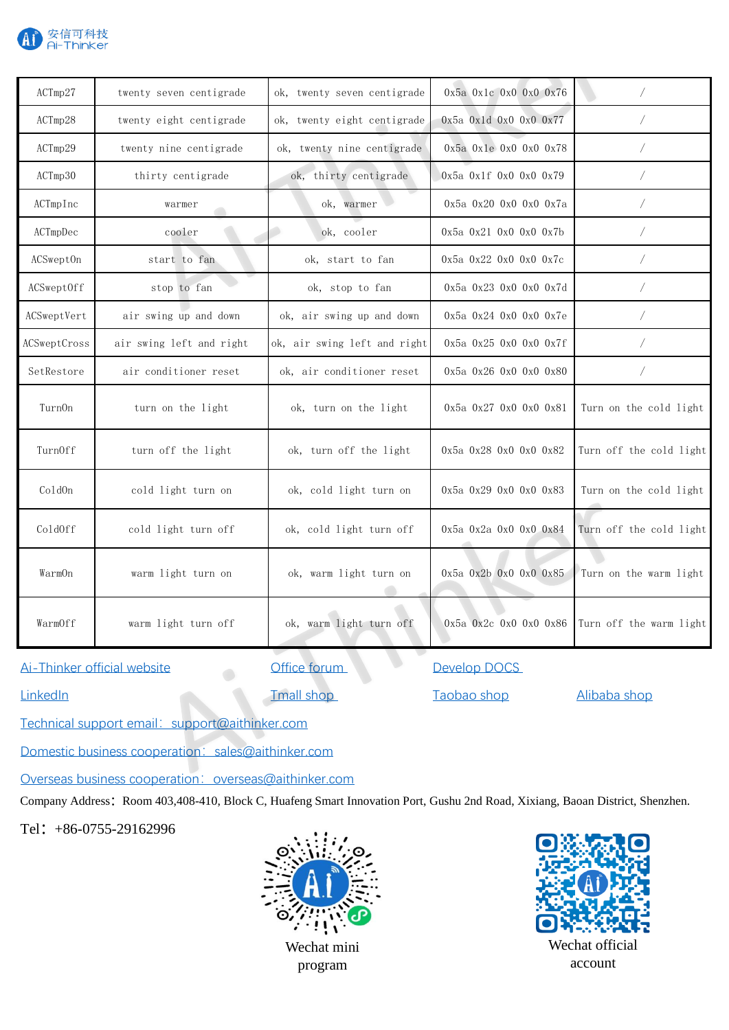| | | | | |
|---|---|---|---|---|
| ACTmp27 | twenty seven centigrade | ok, twenty seven centigrade | 0x5a 0x1c 0x0 0x0 0x76 | / |
| ACTmp28 | twenty eight centigrade | ok, twenty eight centigrade | 0x5a 0x1d 0x0 0x0 0x77 | / |
| ACTmp29 | twenty nine centigrade | ok, twenty nine centigrade | 0x5a 0x1e 0x0 0x0 0x78 | / |
| ACTmp30 | thirty centigrade | ok, thirty centigrade | 0x5a 0x1f 0x0 0x0 0x79 | / |
| ACTmpInc | warmer | ok, warmer | 0x5a 0x20 0x0 0x0 0x7a | / |
| ACTmpDec | cooler | ok, cooler | 0x5a 0x21 0x0 0x0 0x7b | / |
| ACSweptOn | start to fan | ok, start to fan | 0x5a 0x22 0x0 0x0 0x7c | / |
| ACSweptOff | stop to fan | ok, stop to fan | 0x5a 0x23 0x0 0x0 0x7d | / |
| ACSweptVert | air swing up and down | ok, air swing up and down | 0x5a 0x24 0x0 0x0 0x7e | / |
| ACSweptCross | air swing left and right | ok, air swing left and right | 0x5a 0x25 0x0 0x0 0x7f | / |
| SetRestore | air conditioner reset | ok, air conditioner reset | 0x5a 0x26 0x0 0x0 0x80 | / |
| TurnOn | turn on the light | ok, turn on the light | 0x5a 0x27 0x0 0x0 0x81 | Turn on the cold light |
| TurnOff | turn off the light | ok, turn off the light | 0x5a 0x28 0x0 0x0 0x82 | Turn off the cold light |
| ColdOn | cold light turn on | ok, cold light turn on | 0x5a 0x29 0x0 0x0 0x83 | Turn on the cold light |
| ColdOff | cold light turn off | ok, cold light turn off | 0x5a 0x2a 0x0 0x0 0x84 | Turn off the cold light |
| WarmOn | warm light turn on | ok, warm light turn on | 0x5a 0x2b 0x0 0x0 0x85 | Turn on the warm light |
| WarmOff | warm light turn off | ok, warm light turn off | 0x5a 0x2c 0x0 0x0 0x86 | Turn off the warm light |

Ai-Thinker official website　　Office forum　　Develop DOCS

LinkedIn　　Tmall shop　　Taobao shop　　Alibaba shop

Technical support email：support@aithinker.com

Domestic business cooperation：sales@aithinker.com

Overseas business cooperation：overseas@aithinker.com

Company Address：Room 403,408-410, Block C, Huafeng Smart Innovation Port, Gushu 2nd Road, Xixiang, Baoan District, Shenzhen.

Tel：+86-0755-29162996

Wechat mini program

Wechat official account